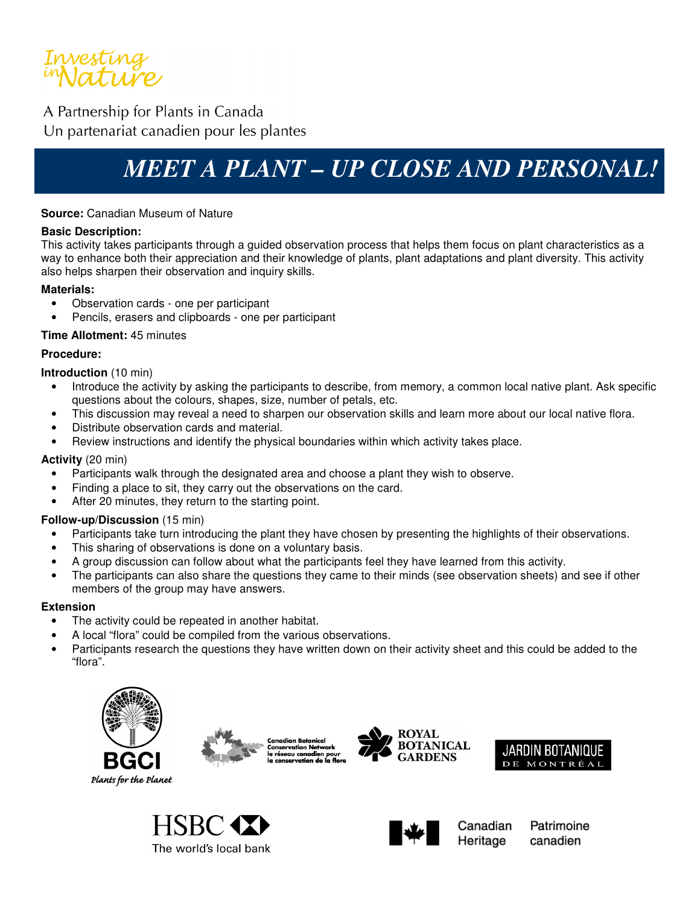Investing in Nature

A Partnership for Plants in Canada
Un partenariat canadien pour les plantes

# MEET A PLANT – UP CLOSE AND PERSONAL!

**Source:** Canadian Museum of Nature

**Basic Description:**
This activity takes participants through a guided observation process that helps them focus on plant characteristics as a way to enhance both their appreciation and their knowledge of plants, plant adaptations and plant diversity. This activity also helps sharpen their observation and inquiry skills.

**Materials:**

- Observation cards - one per participant
- Pencils, erasers and clipboards - one per participant

**Time Allotment:** 45 minutes

**Procedure:**

**Introduction** (10 min)

- Introduce the activity by asking the participants to describe, from memory, a common local native plant. Ask specific questions about the colours, shapes, size, number of petals, etc.
- This discussion may reveal a need to sharpen our observation skills and learn more about our local native flora.
- Distribute observation cards and material.
- Review instructions and identify the physical boundaries within which activity takes place.

**Activity** (20 min)

- Participants walk through the designated area and choose a plant they wish to observe.
- Finding a place to sit, they carry out the observations on the card.
- After 20 minutes, they return to the starting point.

**Follow-up/Discussion** (15 min)

- Participants take turn introducing the plant they have chosen by presenting the highlights of their observations.
- This sharing of observations is done on a voluntary basis.
- A group discussion can follow about what the participants feel they have learned from this activity.
- The participants can also share the questions they came to their minds (see observation sheets) and see if other members of the group may have answers.

**Extension**

- The activity could be repeated in another habitat.
- A local "flora" could be compiled from the various observations.
- Participants research the questions they have written down on their activity sheet and this could be added to the "flora".

BGCI Plants for the Planet — Canadian Botanical Conservation Network / le réseau canadien pour la conservation de la flore — Royal Botanical Gardens — Jardin Botanique de Montréal — HSBC The world's local bank — Canadian Heritage / Patrimoine canadien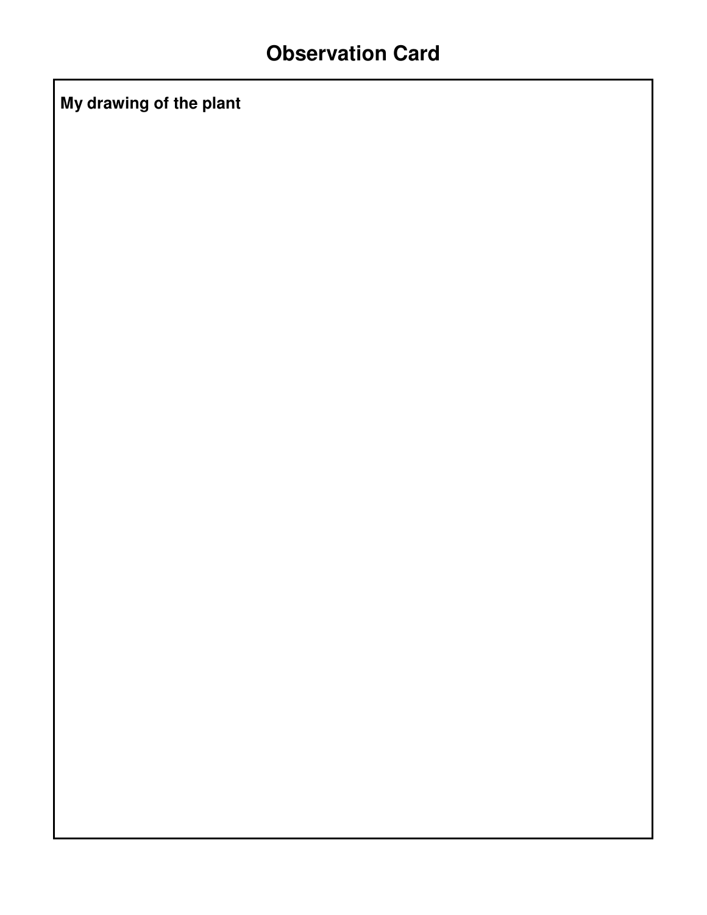# Observation Card

**My drawing of the plant**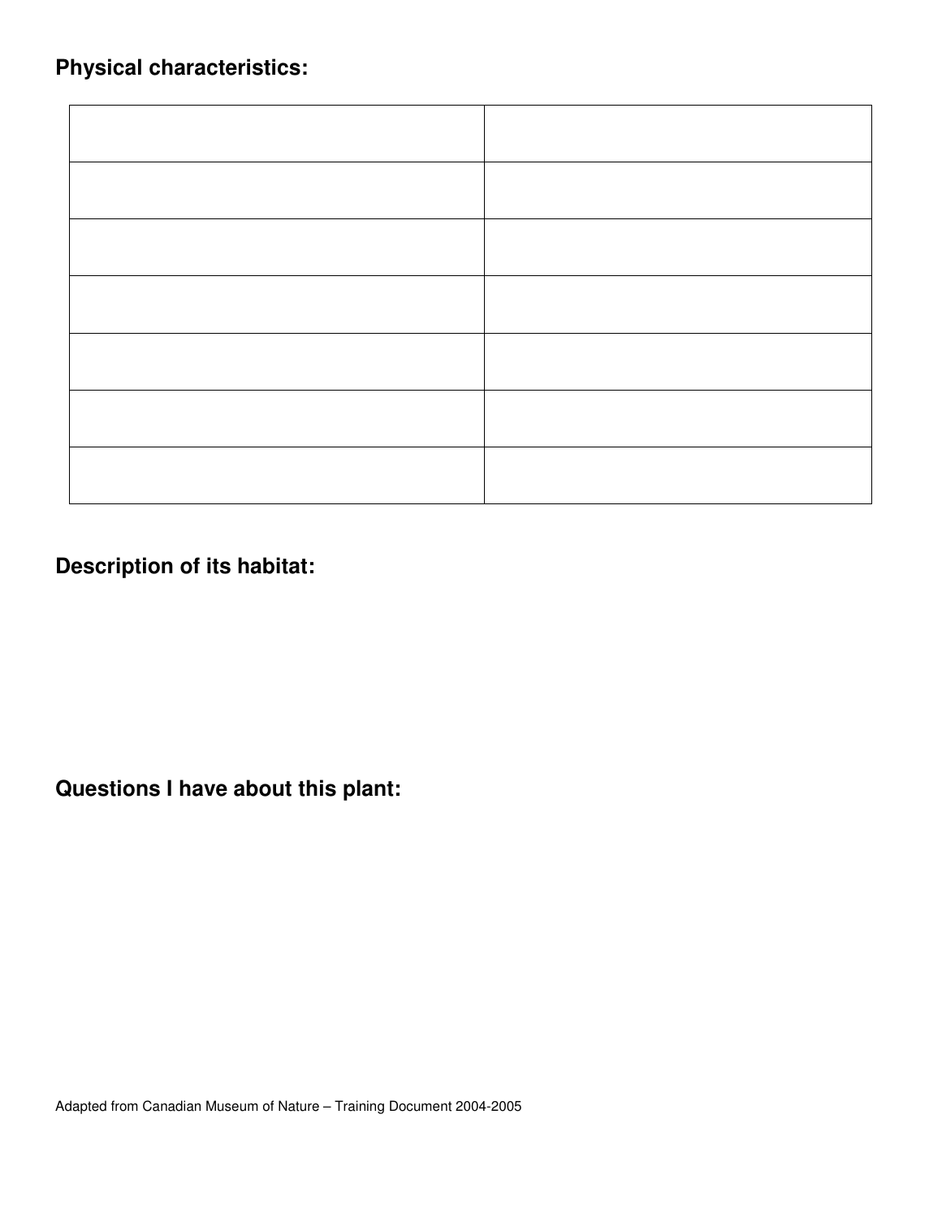**Physical characteristics:**

| | |
|---|---|
| | |
| | |
| | |
| | |
| | |
| | |
| | |

**Description of its habitat:**

**Questions I have about this plant:**

Adapted from Canadian Museum of Nature – Training Document 2004-2005